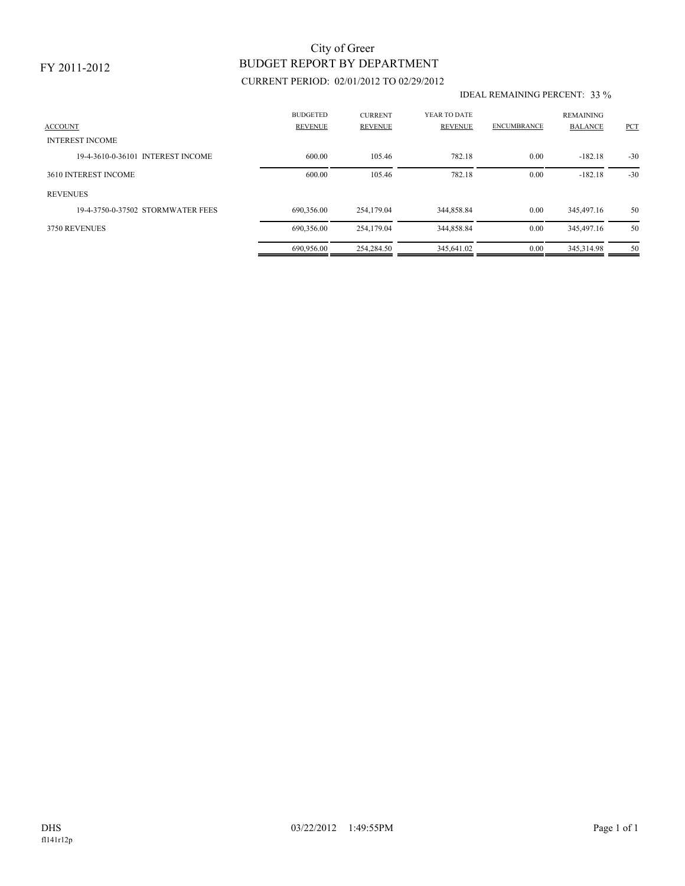FY 2011-2012

# City of Greer

## BUDGET REPORT BY DEPARTMENT

CURRENT PERIOD: 02/01/2012 TO 02/29/2012

IDEAL REMAINING PERCENT: 33 %

| ACCOUNT | BUDGETED REVENUE | CURRENT REVENUE | YEAR TO DATE REVENUE | ENCUMBRANCE | REMAINING BALANCE | PCT |
|---|---|---|---|---|---|---|
| INTEREST INCOME | | | | | | |
| 19-4-3610-0-36101 INTEREST INCOME | 600.00 | 105.46 | 782.18 | 0.00 | -182.18 | -30 |
| 3610 INTEREST INCOME | 600.00 | 105.46 | 782.18 | 0.00 | -182.18 | -30 |
| REVENUES | | | | | | |
| 19-4-3750-0-37502 STORMWATER FEES | 690,356.00 | 254,179.04 | 344,858.84 | 0.00 | 345,497.16 | 50 |
| 3750 REVENUES | 690,356.00 | 254,179.04 | 344,858.84 | 0.00 | 345,497.16 | 50 |
| | 690,956.00 | 254,284.50 | 345,641.02 | 0.00 | 345,314.98 | 50 |

DHS 03/22/2012 1:49:55PM

fl141r12p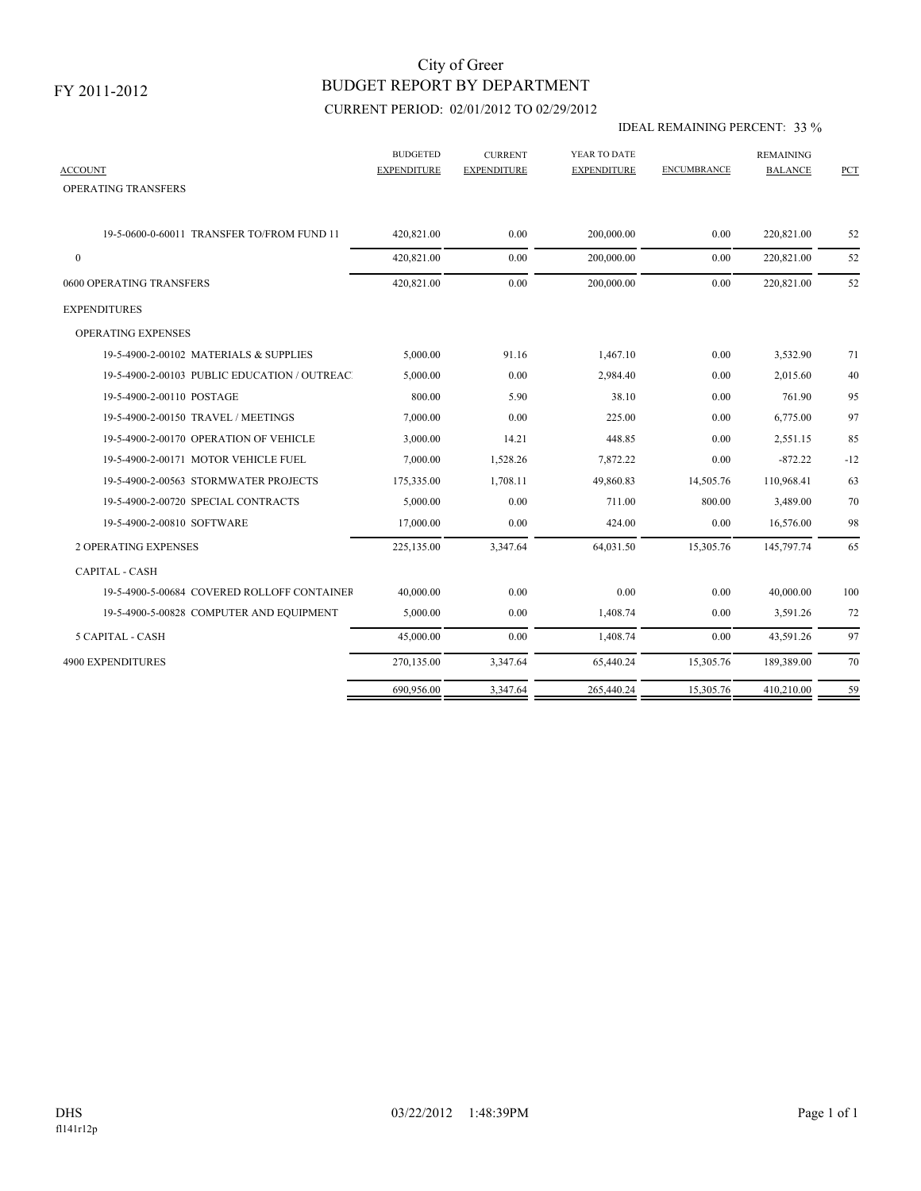FY 2011-2012

# City of Greer
## BUDGET REPORT BY DEPARTMENT
### CURRENT PERIOD: 02/01/2012 TO 02/29/2012

IDEAL REMAINING PERCENT: 33 %

| ACCOUNT | BUDGETED EXPENDITURE | CURRENT EXPENDITURE | YEAR TO DATE EXPENDITURE | ENCUMBRANCE | REMAINING BALANCE | PCT |
|---|---|---|---|---|---|---|
| OPERATING TRANSFERS | | | | | | |
| 19-5-0600-0-60011 TRANSFER TO/FROM FUND 11 | 420,821.00 | 0.00 | 200,000.00 | 0.00 | 220,821.00 | 52 |
| 0 | 420,821.00 | 0.00 | 200,000.00 | 0.00 | 220,821.00 | 52 |
| 0600 OPERATING TRANSFERS | 420,821.00 | 0.00 | 200,000.00 | 0.00 | 220,821.00 | 52 |
| EXPENDITURES | | | | | | |
| OPERATING EXPENSES | | | | | | |
| 19-5-4900-2-00102 MATERIALS & SUPPLIES | 5,000.00 | 91.16 | 1,467.10 | 0.00 | 3,532.90 | 71 |
| 19-5-4900-2-00103 PUBLIC EDUCATION / OUTREAC | 5,000.00 | 0.00 | 2,984.40 | 0.00 | 2,015.60 | 40 |
| 19-5-4900-2-00110 POSTAGE | 800.00 | 5.90 | 38.10 | 0.00 | 761.90 | 95 |
| 19-5-4900-2-00150 TRAVEL / MEETINGS | 7,000.00 | 0.00 | 225.00 | 0.00 | 6,775.00 | 97 |
| 19-5-4900-2-00170 OPERATION OF VEHICLE | 3,000.00 | 14.21 | 448.85 | 0.00 | 2,551.15 | 85 |
| 19-5-4900-2-00171 MOTOR VEHICLE FUEL | 7,000.00 | 1,528.26 | 7,872.22 | 0.00 | -872.22 | -12 |
| 19-5-4900-2-00563 STORMWATER PROJECTS | 175,335.00 | 1,708.11 | 49,860.83 | 14,505.76 | 110,968.41 | 63 |
| 19-5-4900-2-00720 SPECIAL CONTRACTS | 5,000.00 | 0.00 | 711.00 | 800.00 | 3,489.00 | 70 |
| 19-5-4900-2-00810 SOFTWARE | 17,000.00 | 0.00 | 424.00 | 0.00 | 16,576.00 | 98 |
| 2 OPERATING EXPENSES | 225,135.00 | 3,347.64 | 64,031.50 | 15,305.76 | 145,797.74 | 65 |
| CAPITAL - CASH | | | | | | |
| 19-5-4900-5-00684 COVERED ROLLOFF CONTAINER | 40,000.00 | 0.00 | 0.00 | 0.00 | 40,000.00 | 100 |
| 19-5-4900-5-00828 COMPUTER AND EQUIPMENT | 5,000.00 | 0.00 | 1,408.74 | 0.00 | 3,591.26 | 72 |
| 5 CAPITAL - CASH | 45,000.00 | 0.00 | 1,408.74 | 0.00 | 43,591.26 | 97 |
| 4900 EXPENDITURES | 270,135.00 | 3,347.64 | 65,440.24 | 15,305.76 | 189,389.00 | 70 |
| | 690,956.00 | 3,347.64 | 265,440.24 | 15,305.76 | 410,210.00 | 59 |

DHS 03/22/2012 1:48:39PM

fl141r12p